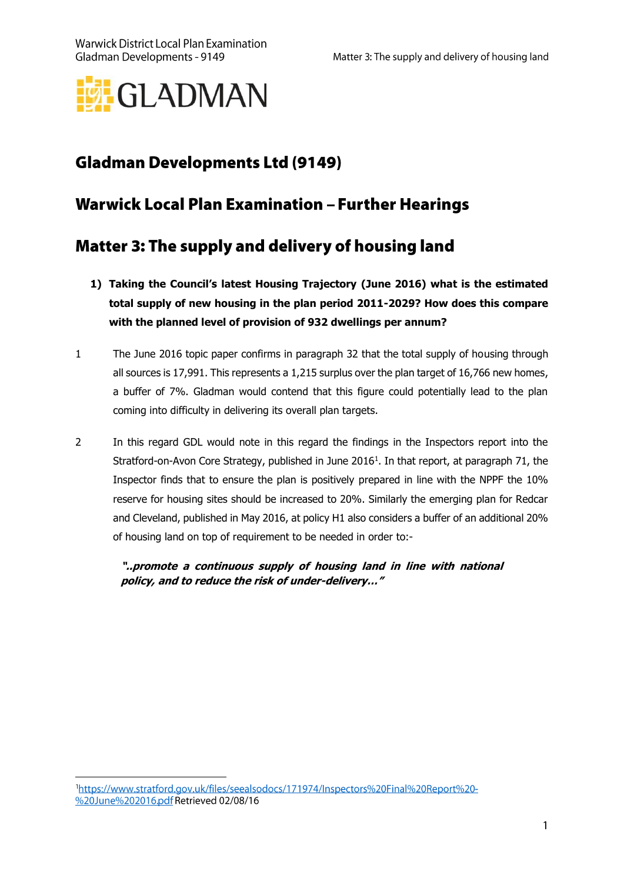# Gladman Developments Ltd (9149)

## Warwick Local Plan Examination – Further Hearings

## Matter 3: The supply and delivery of housing land

1) **Taking the Council's latest Housing Trajectory (June 2016) what is the estimated total supply of new housing in the plan period 2011-2029? How does this compare with the planned level of provision of 932 dwellings per annum?**

1 The June 2016 topic paper confirms in paragraph 32 that the total supply of housing through all sources is 17,991. This represents a 1,215 surplus over the plan target of 16,766 new homes, a buffer of 7%. Gladman would contend that this figure could potentially lead to the plan coming into difficulty in delivering its overall plan targets.

2 In this regard GDL would note in this regard the findings in the Inspectors report into the Stratford-on-Avon Core Strategy, published in June 2016[1]. In that report, at paragraph 71, the Inspector finds that to ensure the plan is positively prepared in line with the NPPF the 10% reserve for housing sites should be increased to 20%. Similarly the emerging plan for Redcar and Cleveland, published in May 2016, at policy H1 also considers a buffer of an additional 20% of housing land on top of requirement to be needed in order to:-

> ***"..promote a continuous supply of housing land in line with national policy, and to reduce the risk of under-delivery…"***

---

[1] https://www.stratford.gov.uk/files/seealsodocs/171974/Inspectors%20Final%20Report%20-%20June%202016.pdf Retrieved 02/08/16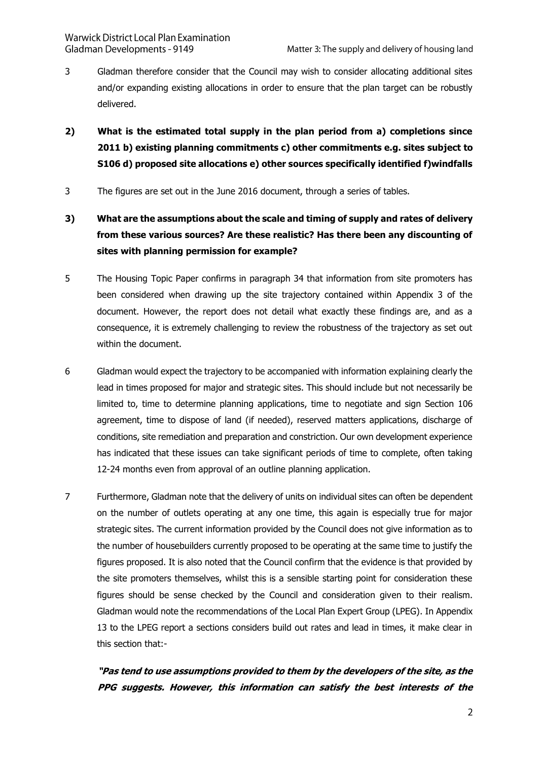3 Gladman therefore consider that the Council may wish to consider allocating additional sites and/or expanding existing allocations in order to ensure that the plan target can be robustly delivered.

**2) What is the estimated total supply in the plan period from a) completions since 2011 b) existing planning commitments c) other commitments e.g. sites subject to S106 d) proposed site allocations e) other sources specifically identified f)windfalls**

3 The figures are set out in the June 2016 document, through a series of tables.

**3) What are the assumptions about the scale and timing of supply and rates of delivery from these various sources? Are these realistic? Has there been any discounting of sites with planning permission for example?**

5 The Housing Topic Paper confirms in paragraph 34 that information from site promoters has been considered when drawing up the site trajectory contained within Appendix 3 of the document. However, the report does not detail what exactly these findings are, and as a consequence, it is extremely challenging to review the robustness of the trajectory as set out within the document.

6 Gladman would expect the trajectory to be accompanied with information explaining clearly the lead in times proposed for major and strategic sites. This should include but not necessarily be limited to, time to determine planning applications, time to negotiate and sign Section 106 agreement, time to dispose of land (if needed), reserved matters applications, discharge of conditions, site remediation and preparation and constriction. Our own development experience has indicated that these issues can take significant periods of time to complete, often taking 12-24 months even from approval of an outline planning application.

7 Furthermore, Gladman note that the delivery of units on individual sites can often be dependent on the number of outlets operating at any one time, this again is especially true for major strategic sites. The current information provided by the Council does not give information as to the number of housebuilders currently proposed to be operating at the same time to justify the figures proposed. It is also noted that the Council confirm that the evidence is that provided by the site promoters themselves, whilst this is a sensible starting point for consideration these figures should be sense checked by the Council and consideration given to their realism. Gladman would note the recommendations of the Local Plan Expert Group (LPEG). In Appendix 13 to the LPEG report a sections considers build out rates and lead in times, it make clear in this section that:-

> ***"Pas tend to use assumptions provided to them by the developers of the site, as the PPG suggests. However, this information can satisfy the best interests of the***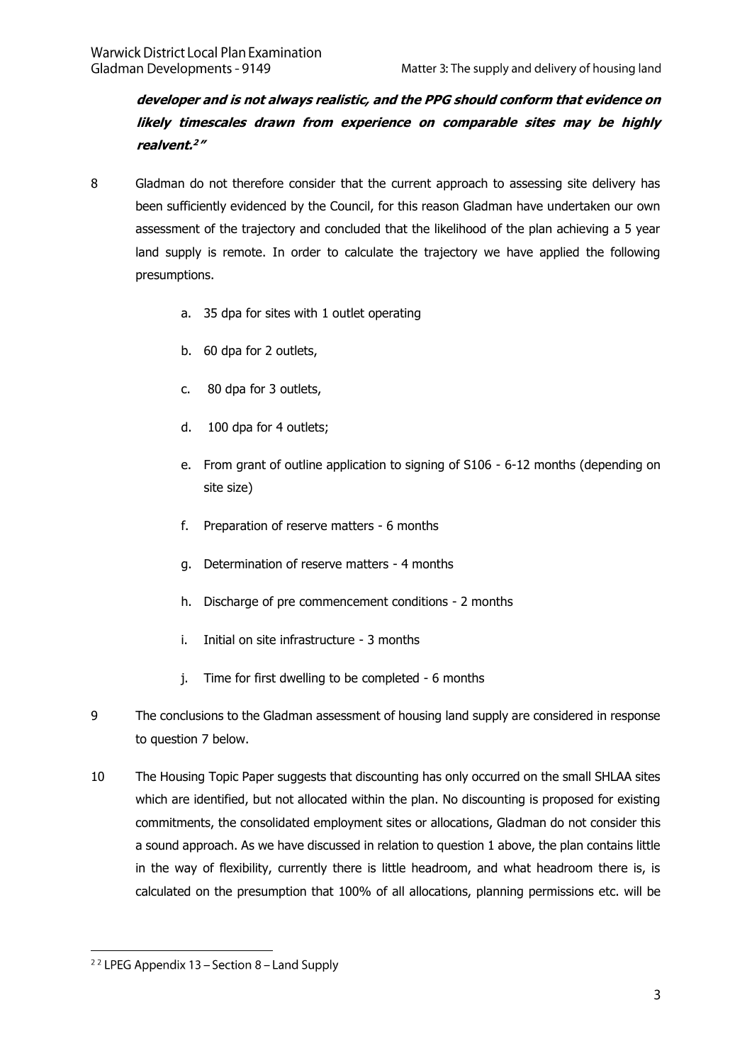***developer and is not always realistic, and the PPG should conform that evidence on likely timescales drawn from experience on comparable sites may be highly realvent.[2]"***

8 Gladman do not therefore consider that the current approach to assessing site delivery has been sufficiently evidenced by the Council, for this reason Gladman have undertaken our own assessment of the trajectory and concluded that the likelihood of the plan achieving a 5 year land supply is remote. In order to calculate the trajectory we have applied the following presumptions.

a. 35 dpa for sites with 1 outlet operating

b. 60 dpa for 2 outlets,

c. 80 dpa for 3 outlets,

d. 100 dpa for 4 outlets;

e. From grant of outline application to signing of S106 - 6-12 months (depending on site size)

f. Preparation of reserve matters - 6 months

g. Determination of reserve matters - 4 months

h. Discharge of pre commencement conditions - 2 months

i. Initial on site infrastructure - 3 months

j. Time for first dwelling to be completed - 6 months

9 The conclusions to the Gladman assessment of housing land supply are considered in response to question 7 below.

10 The Housing Topic Paper suggests that discounting has only occurred on the small SHLAA sites which are identified, but not allocated within the plan. No discounting is proposed for existing commitments, the consolidated employment sites or allocations, Gladman do not consider this a sound approach. As we have discussed in relation to question 1 above, the plan contains little in the way of flexibility, currently there is little headroom, and what headroom there is, is calculated on the presumption that 100% of all allocations, planning permissions etc. will be

[2] [2] LPEG Appendix 13 – Section 8 – Land Supply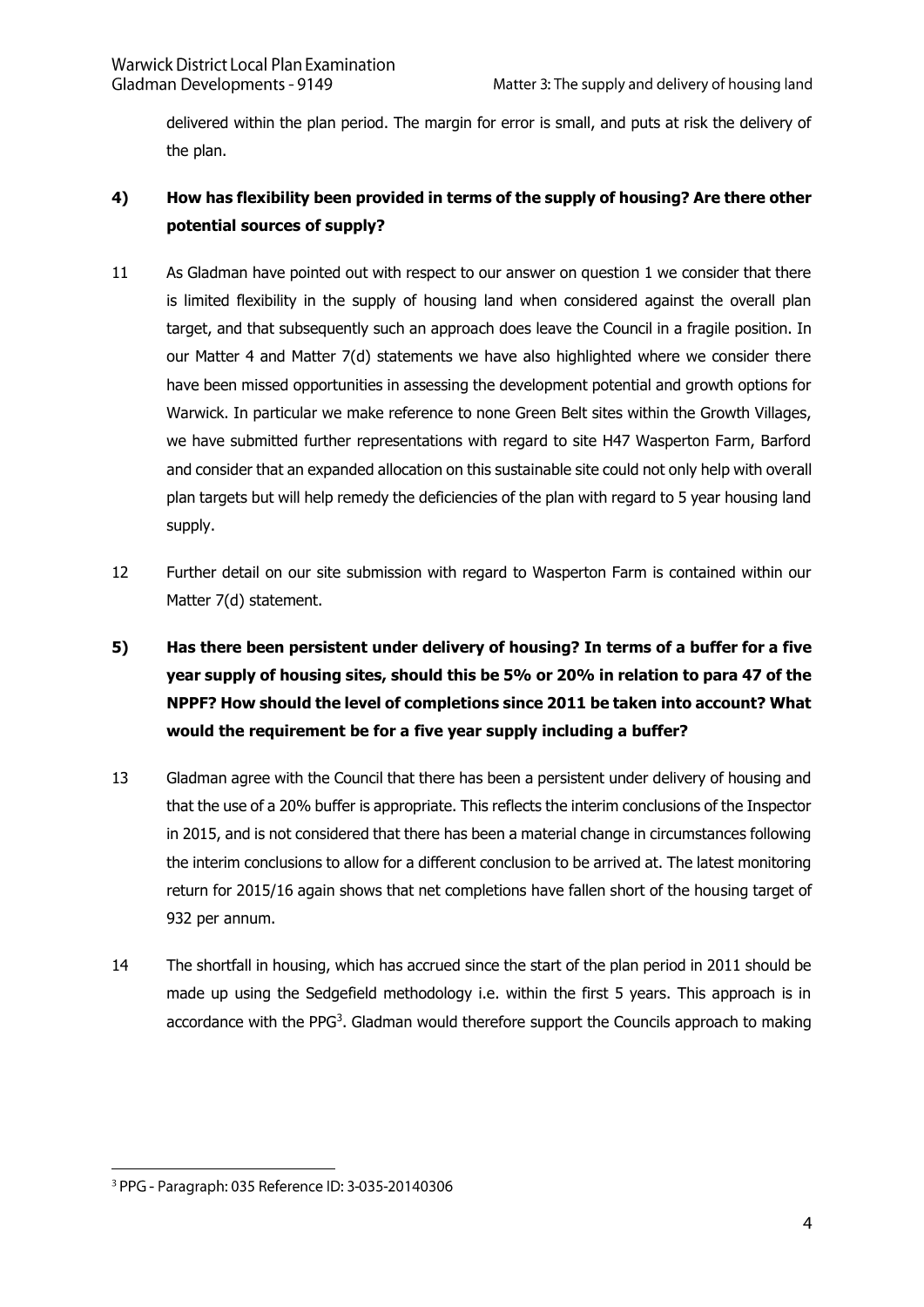delivered within the plan period. The margin for error is small, and puts at risk the delivery of the plan.

### 4) How has flexibility been provided in terms of the supply of housing? Are there other potential sources of supply?

11 As Gladman have pointed out with respect to our answer on question 1 we consider that there is limited flexibility in the supply of housing land when considered against the overall plan target, and that subsequently such an approach does leave the Council in a fragile position. In our Matter 4 and Matter 7(d) statements we have also highlighted where we consider there have been missed opportunities in assessing the development potential and growth options for Warwick. In particular we make reference to none Green Belt sites within the Growth Villages, we have submitted further representations with regard to site H47 Wasperton Farm, Barford and consider that an expanded allocation on this sustainable site could not only help with overall plan targets but will help remedy the deficiencies of the plan with regard to 5 year housing land supply.

12 Further detail on our site submission with regard to Wasperton Farm is contained within our Matter 7(d) statement.

### 5) Has there been persistent under delivery of housing? In terms of a buffer for a five year supply of housing sites, should this be 5% or 20% in relation to para 47 of the NPPF? How should the level of completions since 2011 be taken into account? What would the requirement be for a five year supply including a buffer?

13 Gladman agree with the Council that there has been a persistent under delivery of housing and that the use of a 20% buffer is appropriate. This reflects the interim conclusions of the Inspector in 2015, and is not considered that there has been a material change in circumstances following the interim conclusions to allow for a different conclusion to be arrived at. The latest monitoring return for 2015/16 again shows that net completions have fallen short of the housing target of 932 per annum.

14 The shortfall in housing, which has accrued since the start of the plan period in 2011 should be made up using the Sedgefield methodology i.e. within the first 5 years. This approach is in accordance with the PPG[3]. Gladman would therefore support the Councils approach to making

[3] PPG - Paragraph: 035 Reference ID: 3-035-20140306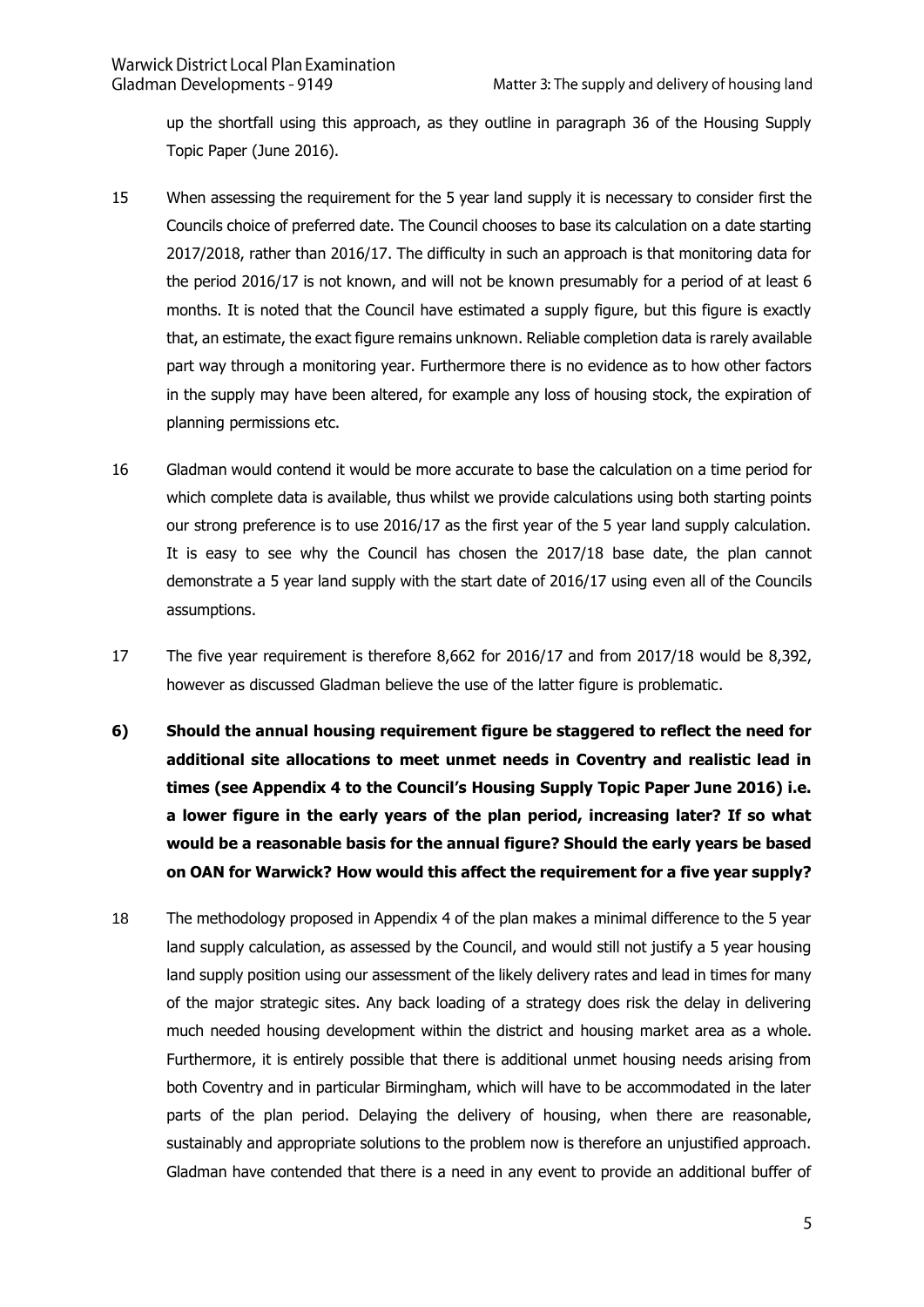up the shortfall using this approach, as they outline in paragraph 36 of the Housing Supply Topic Paper (June 2016).

15 When assessing the requirement for the 5 year land supply it is necessary to consider first the Councils choice of preferred date. The Council chooses to base its calculation on a date starting 2017/2018, rather than 2016/17. The difficulty in such an approach is that monitoring data for the period 2016/17 is not known, and will not be known presumably for a period of at least 6 months. It is noted that the Council have estimated a supply figure, but this figure is exactly that, an estimate, the exact figure remains unknown. Reliable completion data is rarely available part way through a monitoring year. Furthermore there is no evidence as to how other factors in the supply may have been altered, for example any loss of housing stock, the expiration of planning permissions etc.

16 Gladman would contend it would be more accurate to base the calculation on a time period for which complete data is available, thus whilst we provide calculations using both starting points our strong preference is to use 2016/17 as the first year of the 5 year land supply calculation. It is easy to see why the Council has chosen the 2017/18 base date, the plan cannot demonstrate a 5 year land supply with the start date of 2016/17 using even all of the Councils assumptions.

17 The five year requirement is therefore 8,662 for 2016/17 and from 2017/18 would be 8,392, however as discussed Gladman believe the use of the latter figure is problematic.

**6) Should the annual housing requirement figure be staggered to reflect the need for additional site allocations to meet unmet needs in Coventry and realistic lead in times (see Appendix 4 to the Council's Housing Supply Topic Paper June 2016) i.e. a lower figure in the early years of the plan period, increasing later? If so what would be a reasonable basis for the annual figure? Should the early years be based on OAN for Warwick? How would this affect the requirement for a five year supply?**

18 The methodology proposed in Appendix 4 of the plan makes a minimal difference to the 5 year land supply calculation, as assessed by the Council, and would still not justify a 5 year housing land supply position using our assessment of the likely delivery rates and lead in times for many of the major strategic sites. Any back loading of a strategy does risk the delay in delivering much needed housing development within the district and housing market area as a whole. Furthermore, it is entirely possible that there is additional unmet housing needs arising from both Coventry and in particular Birmingham, which will have to be accommodated in the later parts of the plan period. Delaying the delivery of housing, when there are reasonable, sustainably and appropriate solutions to the problem now is therefore an unjustified approach. Gladman have contended that there is a need in any event to provide an additional buffer of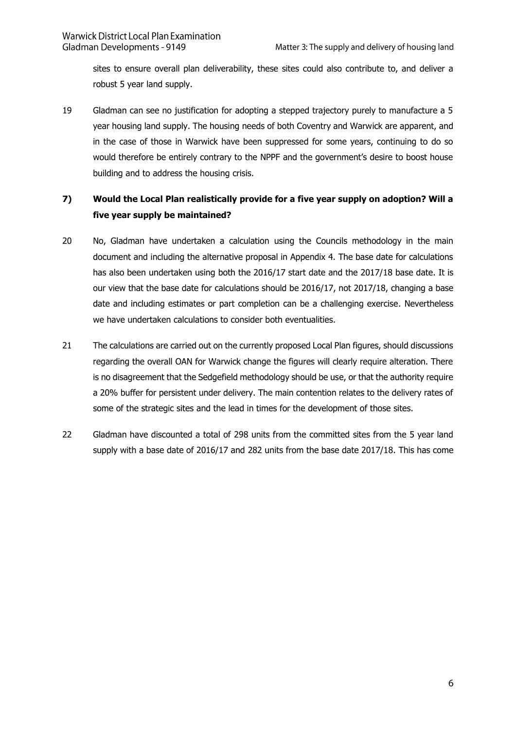sites to ensure overall plan deliverability, these sites could also contribute to, and deliver a robust 5 year land supply.

19 Gladman can see no justification for adopting a stepped trajectory purely to manufacture a 5 year housing land supply. The housing needs of both Coventry and Warwick are apparent, and in the case of those in Warwick have been suppressed for some years, continuing to do so would therefore be entirely contrary to the NPPF and the government's desire to boost house building and to address the housing crisis.

### 7) Would the Local Plan realistically provide for a five year supply on adoption? Will a five year supply be maintained?

20 No, Gladman have undertaken a calculation using the Councils methodology in the main document and including the alternative proposal in Appendix 4. The base date for calculations has also been undertaken using both the 2016/17 start date and the 2017/18 base date. It is our view that the base date for calculations should be 2016/17, not 2017/18, changing a base date and including estimates or part completion can be a challenging exercise. Nevertheless we have undertaken calculations to consider both eventualities.

21 The calculations are carried out on the currently proposed Local Plan figures, should discussions regarding the overall OAN for Warwick change the figures will clearly require alteration. There is no disagreement that the Sedgefield methodology should be use, or that the authority require a 20% buffer for persistent under delivery. The main contention relates to the delivery rates of some of the strategic sites and the lead in times for the development of those sites.

22 Gladman have discounted a total of 298 units from the committed sites from the 5 year land supply with a base date of 2016/17 and 282 units from the base date 2017/18. This has come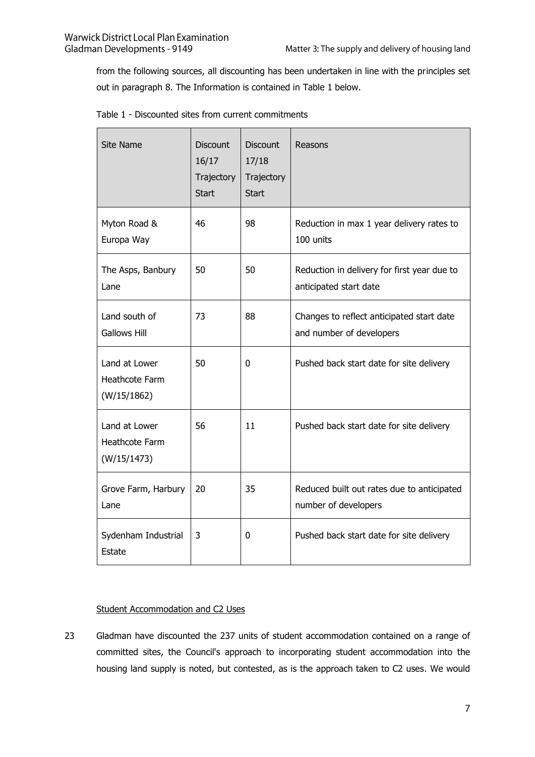from the following sources, all discounting has been undertaken in line with the principles set out in paragraph 8. The Information is contained in Table 1 below.

Table 1 - Discounted sites from current commitments

| Site Name | Discount 16/17 Trajectory Start | Discount 17/18 Trajectory Start | Reasons |
|---|---|---|---|
| Myton Road & Europa Way | 46 | 98 | Reduction in max 1 year delivery rates to 100 units |
| The Asps, Banbury Lane | 50 | 50 | Reduction in delivery for first year due to anticipated start date |
| Land south of Gallows Hill | 73 | 88 | Changes to reflect anticipated start date and number of developers |
| Land at Lower Heathcote Farm (W/15/1862) | 50 | 0 | Pushed back start date for site delivery |
| Land at Lower Heathcote Farm (W/15/1473) | 56 | 11 | Pushed back start date for site delivery |
| Grove Farm, Harbury Lane | 20 | 35 | Reduced built out rates due to anticipated number of developers |
| Sydenham Industrial Estate | 3 | 0 | Pushed back start date for site delivery |

<u>Student Accommodation and C2 Uses</u>

23 Gladman have discounted the 237 units of student accommodation contained on a range of committed sites, the Council's approach to incorporating student accommodation into the housing land supply is noted, but contested, as is the approach taken to C2 uses. We would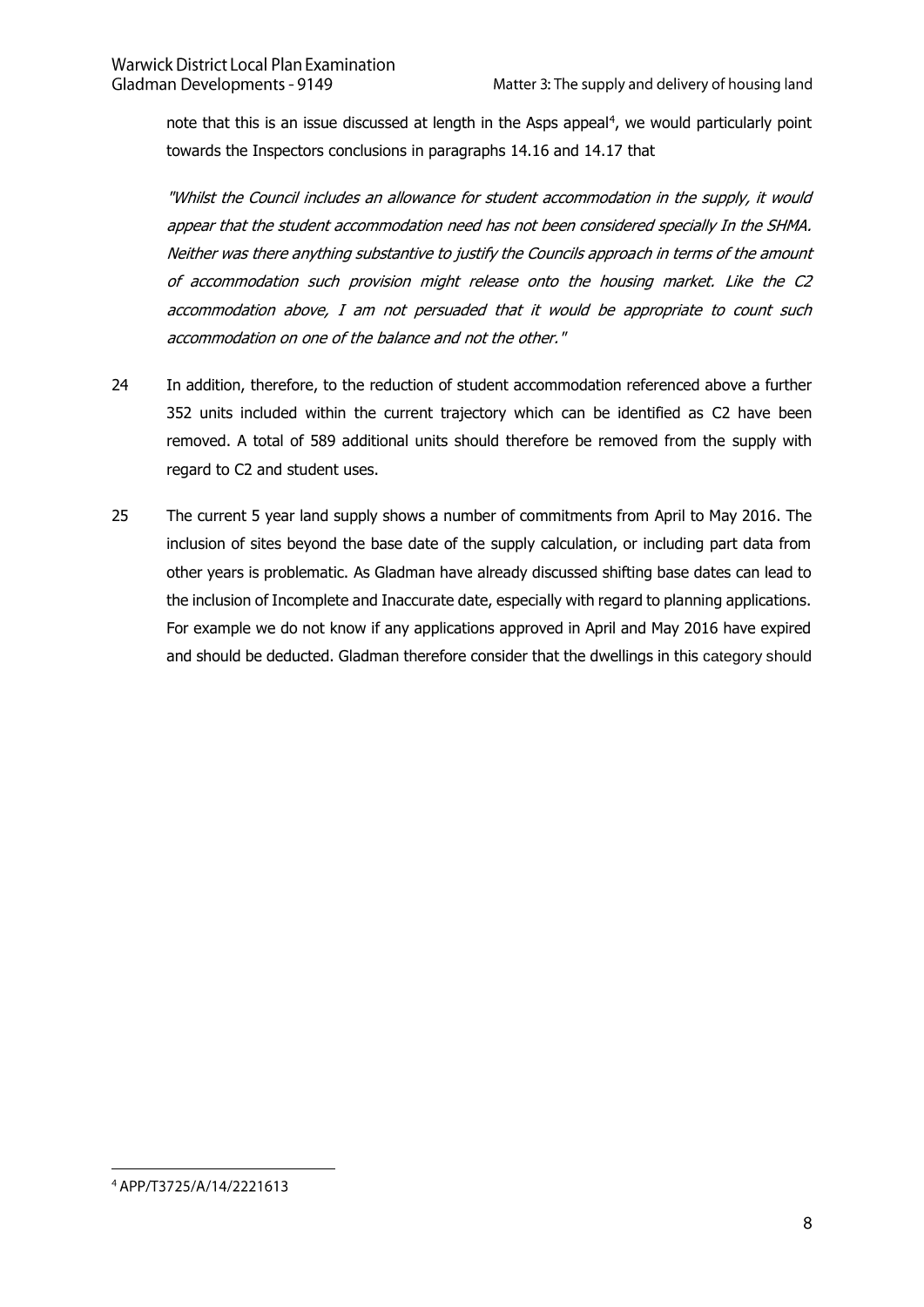note that this is an issue discussed at length in the Asps appeal[4], we would particularly point towards the Inspectors conclusions in paragraphs 14.16 and 14.17 that

> *"Whilst the Council includes an allowance for student accommodation in the supply, it would appear that the student accommodation need has not been considered specially In the SHMA. Neither was there anything substantive to justify the Councils approach in terms of the amount of accommodation such provision might release onto the housing market. Like the C2 accommodation above, I am not persuaded that it would be appropriate to count such accommodation on one of the balance and not the other."*

24 In addition, therefore, to the reduction of student accommodation referenced above a further 352 units included within the current trajectory which can be identified as C2 have been removed. A total of 589 additional units should therefore be removed from the supply with regard to C2 and student uses.

25 The current 5 year land supply shows a number of commitments from April to May 2016. The inclusion of sites beyond the base date of the supply calculation, or including part data from other years is problematic. As Gladman have already discussed shifting base dates can lead to the inclusion of Incomplete and Inaccurate date, especially with regard to planning applications. For example we do not know if any applications approved in April and May 2016 have expired and should be deducted. Gladman therefore consider that the dwellings in this category should

[4] APP/T3725/A/14/2221613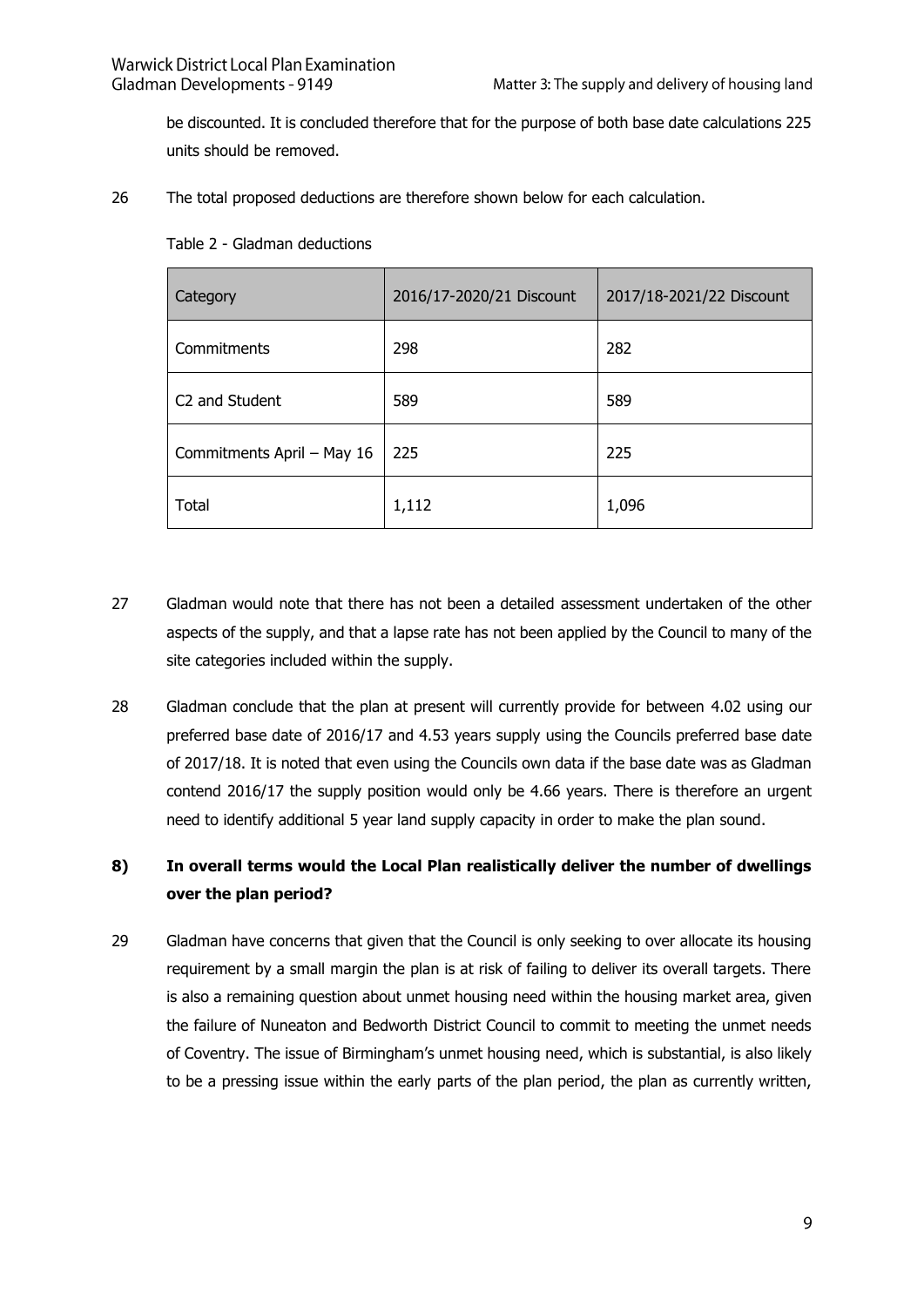be discounted. It is concluded therefore that for the purpose of both base date calculations 225 units should be removed.

26 The total proposed deductions are therefore shown below for each calculation.

Table 2 - Gladman deductions

| Category | 2016/17-2020/21 Discount | 2017/18-2021/22 Discount |
|---|---|---|
| Commitments | 298 | 282 |
| C2 and Student | 589 | 589 |
| Commitments April – May 16 | 225 | 225 |
| Total | 1,112 | 1,096 |

27 Gladman would note that there has not been a detailed assessment undertaken of the other aspects of the supply, and that a lapse rate has not been applied by the Council to many of the site categories included within the supply.

28 Gladman conclude that the plan at present will currently provide for between 4.02 using our preferred base date of 2016/17 and 4.53 years supply using the Councils preferred base date of 2017/18. It is noted that even using the Councils own data if the base date was as Gladman contend 2016/17 the supply position would only be 4.66 years. There is therefore an urgent need to identify additional 5 year land supply capacity in order to make the plan sound.

### 8) In overall terms would the Local Plan realistically deliver the number of dwellings over the plan period?

29 Gladman have concerns that given that the Council is only seeking to over allocate its housing requirement by a small margin the plan is at risk of failing to deliver its overall targets. There is also a remaining question about unmet housing need within the housing market area, given the failure of Nuneaton and Bedworth District Council to commit to meeting the unmet needs of Coventry. The issue of Birmingham's unmet housing need, which is substantial, is also likely to be a pressing issue within the early parts of the plan period, the plan as currently written,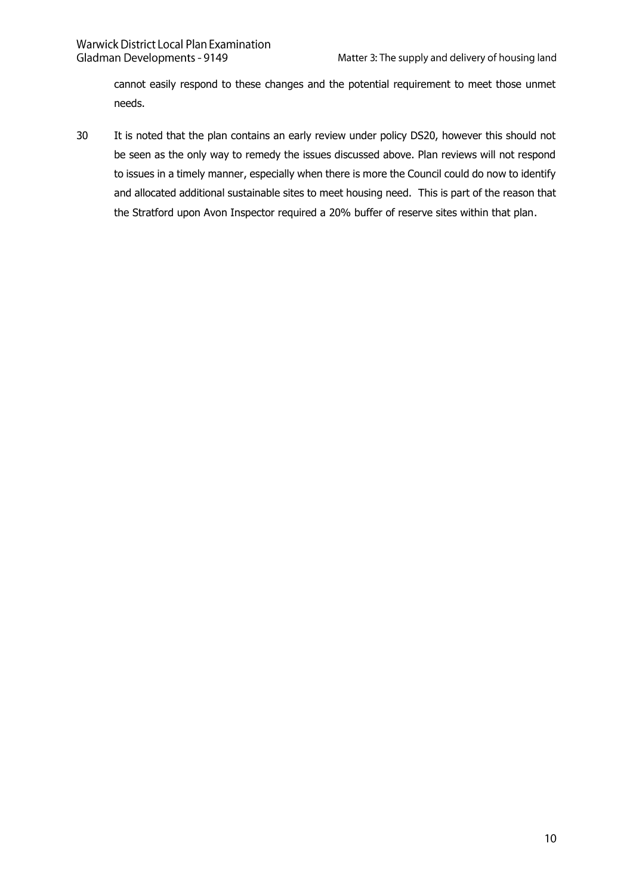cannot easily respond to these changes and the potential requirement to meet those unmet needs.

30 It is noted that the plan contains an early review under policy DS20, however this should not be seen as the only way to remedy the issues discussed above. Plan reviews will not respond to issues in a timely manner, especially when there is more the Council could do now to identify and allocated additional sustainable sites to meet housing need. This is part of the reason that the Stratford upon Avon Inspector required a 20% buffer of reserve sites within that plan.